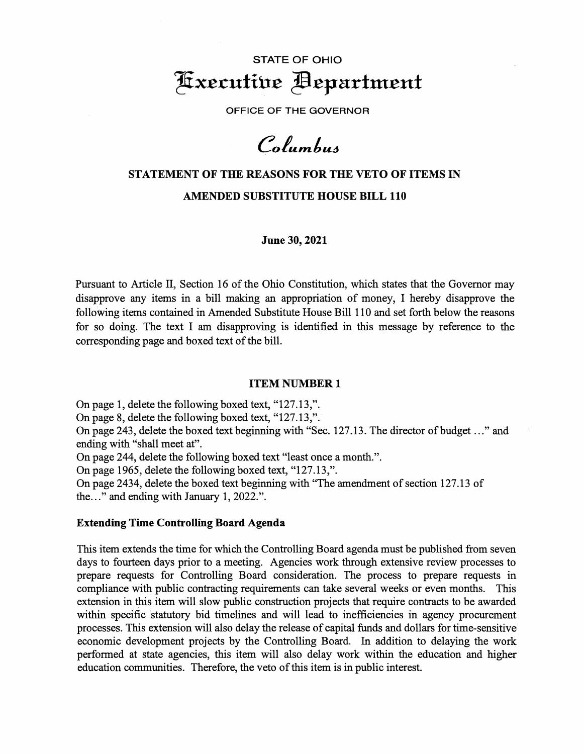STATE OF OHIO

# Executive Department

OFFICE OF THE GOVERNOR

*Columbus*

## STATEMENT OF THE REASONS FOR THE VETO OF ITEMS IN AMENDED SUBSTITUTE HOUSE BILL 110

**June 30, 2021**

Pursuant to Article II, Section 16 of the Ohio Constitution, which states that the Governor may disapprove any items in a bill making an appropriation of money, I hereby disapprove the following items contained in Amended Substitute House Bill 110 and set forth below the reasons for so doing. The text I am disapproving is identified in this message by reference to the corresponding page and boxed text of the bill.

### ITEM NUMBER 1

On page 1, delete the following boxed text, "127.13,".
On page 8, delete the following boxed text, "127.13,".
On page 243, delete the boxed text beginning with "Sec. 127.13. The director of budget …" and ending with "shall meet at".
On page 244, delete the following boxed text "least once a month.".
On page 1965, delete the following boxed text, "127.13,".
On page 2434, delete the boxed text beginning with "The amendment of section 127.13 of the…" and ending with January 1, 2022.".

**Extending Time Controlling Board Agenda**

This item extends the time for which the Controlling Board agenda must be published from seven days to fourteen days prior to a meeting. Agencies work through extensive review processes to prepare requests for Controlling Board consideration. The process to prepare requests in compliance with public contracting requirements can take several weeks or even months. This extension in this item will slow public construction projects that require contracts to be awarded within specific statutory bid timelines and will lead to inefficiencies in agency procurement processes. This extension will also delay the release of capital funds and dollars for time-sensitive economic development projects by the Controlling Board. In addition to delaying the work performed at state agencies, this item will also delay work within the education and higher education communities. Therefore, the veto of this item is in public interest.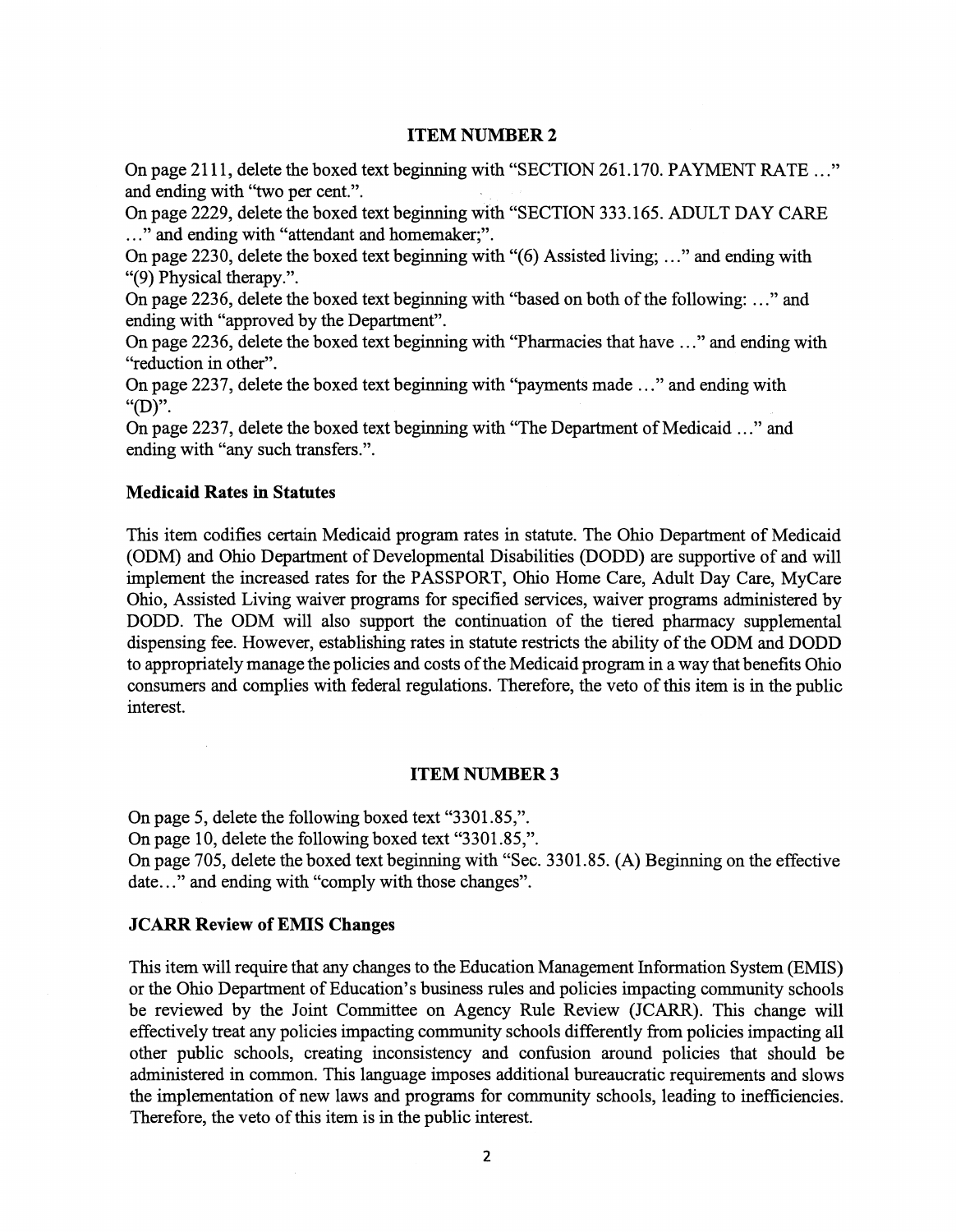## ITEM NUMBER 2

On page 2111, delete the boxed text beginning with "SECTION 261.170. PAYMENT RATE ..." and ending with "two per cent.".

On page 2229, delete the boxed text beginning with "SECTION 333.165. ADULT DAY CARE ..." and ending with "attendant and homemaker;".

On page 2230, delete the boxed text beginning with "(6) Assisted living; ..." and ending with "(9) Physical therapy.".

On page 2236, delete the boxed text beginning with "based on both of the following: ..." and ending with "approved by the Department".

On page 2236, delete the boxed text beginning with "Pharmacies that have ..." and ending with "reduction in other".

On page 2237, delete the boxed text beginning with "payments made ..." and ending with "(D)".

On page 2237, delete the boxed text beginning with "The Department of Medicaid ..." and ending with "any such transfers.".

**Medicaid Rates in Statutes**

This item codifies certain Medicaid program rates in statute. The Ohio Department of Medicaid (ODM) and Ohio Department of Developmental Disabilities (DODD) are supportive of and will implement the increased rates for the PASSPORT, Ohio Home Care, Adult Day Care, MyCare Ohio, Assisted Living waiver programs for specified services, waiver programs administered by DODD. The ODM will also support the continuation of the tiered pharmacy supplemental dispensing fee. However, establishing rates in statute restricts the ability of the ODM and DODD to appropriately manage the policies and costs of the Medicaid program in a way that benefits Ohio consumers and complies with federal regulations. Therefore, the veto of this item is in the public interest.

## ITEM NUMBER 3

On page 5, delete the following boxed text "3301.85,".

On page 10, delete the following boxed text "3301.85,".

On page 705, delete the boxed text beginning with "Sec. 3301.85. (A) Beginning on the effective date..." and ending with "comply with those changes".

**JCARR Review of EMIS Changes**

This item will require that any changes to the Education Management Information System (EMIS) or the Ohio Department of Education's business rules and policies impacting community schools be reviewed by the Joint Committee on Agency Rule Review (JCARR). This change will effectively treat any policies impacting community schools differently from policies impacting all other public schools, creating inconsistency and confusion around policies that should be administered in common. This language imposes additional bureaucratic requirements and slows the implementation of new laws and programs for community schools, leading to inefficiencies. Therefore, the veto of this item is in the public interest.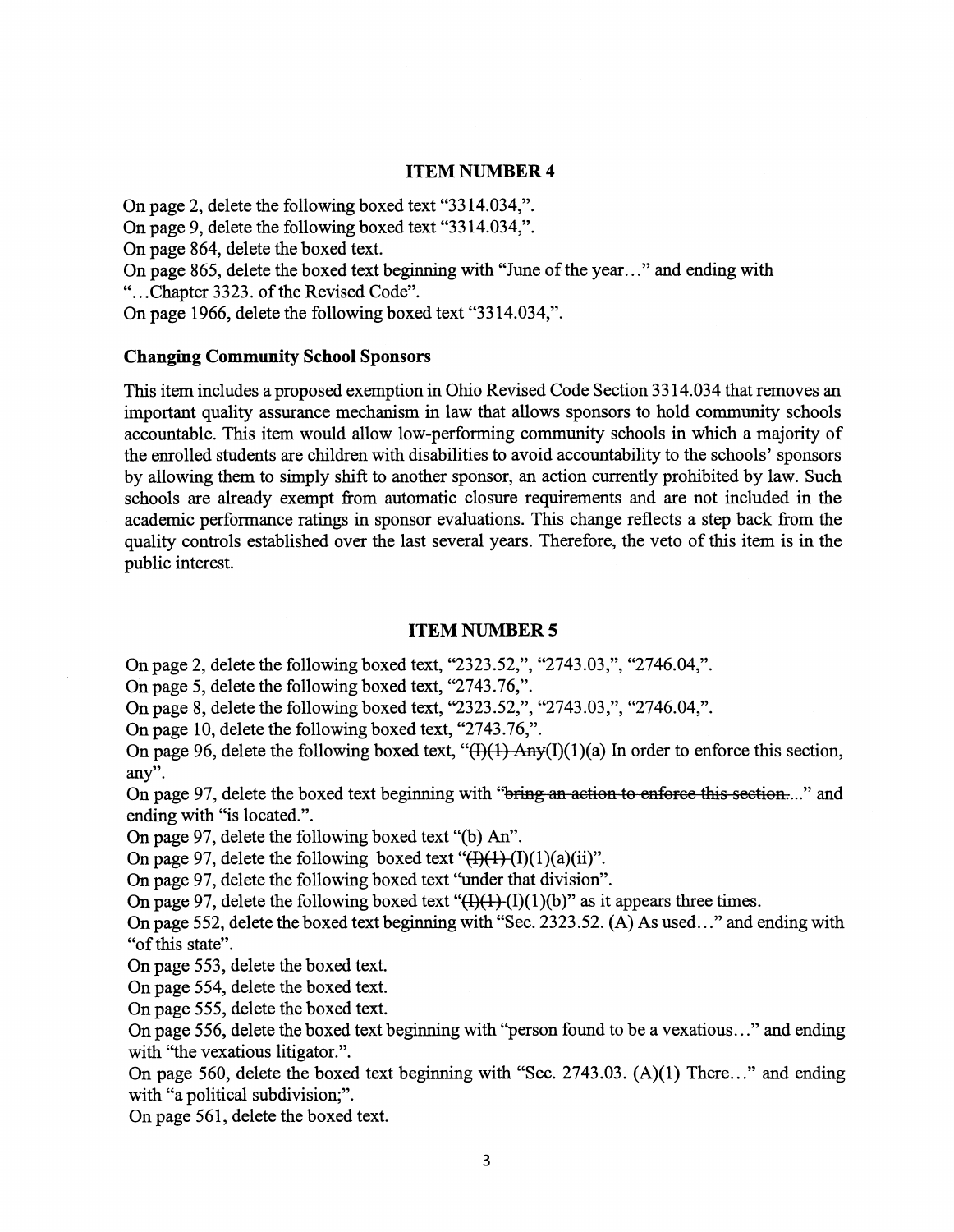**ITEM NUMBER 4**

On page 2, delete the following boxed text "3314.034,".
On page 9, delete the following boxed text "3314.034,".
On page 864, delete the boxed text.
On page 865, delete the boxed text beginning with "June of the year…" and ending with "…Chapter 3323. of the Revised Code".
On page 1966, delete the following boxed text "3314.034,".

**Changing Community School Sponsors**

This item includes a proposed exemption in Ohio Revised Code Section 3314.034 that removes an important quality assurance mechanism in law that allows sponsors to hold community schools accountable. This item would allow low-performing community schools in which a majority of the enrolled students are children with disabilities to avoid accountability to the schools' sponsors by allowing them to simply shift to another sponsor, an action currently prohibited by law. Such schools are already exempt from automatic closure requirements and are not included in the academic performance ratings in sponsor evaluations. This change reflects a step back from the quality controls established over the last several years. Therefore, the veto of this item is in the public interest.

**ITEM NUMBER 5**

On page 2, delete the following boxed text, "2323.52,", "2743.03,", "2746.04,".
On page 5, delete the following boxed text, "2743.76,".
On page 8, delete the following boxed text, "2323.52,", "2743.03,", "2746.04,".
On page 10, delete the following boxed text, "2743.76,".
On page 96, delete the following boxed text, "~~(I)(1) Any~~(I)(1)(a) In order to enforce this section, any".
On page 97, delete the boxed text beginning with "~~bring an action to enforce this section.~~..." and ending with "is located.".
On page 97, delete the following boxed text "(b) An".
On page 97, delete the following boxed text "~~(I)(1)~~ (I)(1)(a)(ii)".
On page 97, delete the following boxed text "under that division".
On page 97, delete the following boxed text "~~(I)(1)~~ (I)(1)(b)" as it appears three times.
On page 552, delete the boxed text beginning with "Sec. 2323.52. (A) As used…" and ending with "of this state".
On page 553, delete the boxed text.
On page 554, delete the boxed text.
On page 555, delete the boxed text.
On page 556, delete the boxed text beginning with "person found to be a vexatious…" and ending with "the vexatious litigator.".
On page 560, delete the boxed text beginning with "Sec. 2743.03. (A)(1) There…" and ending with "a political subdivision;".
On page 561, delete the boxed text.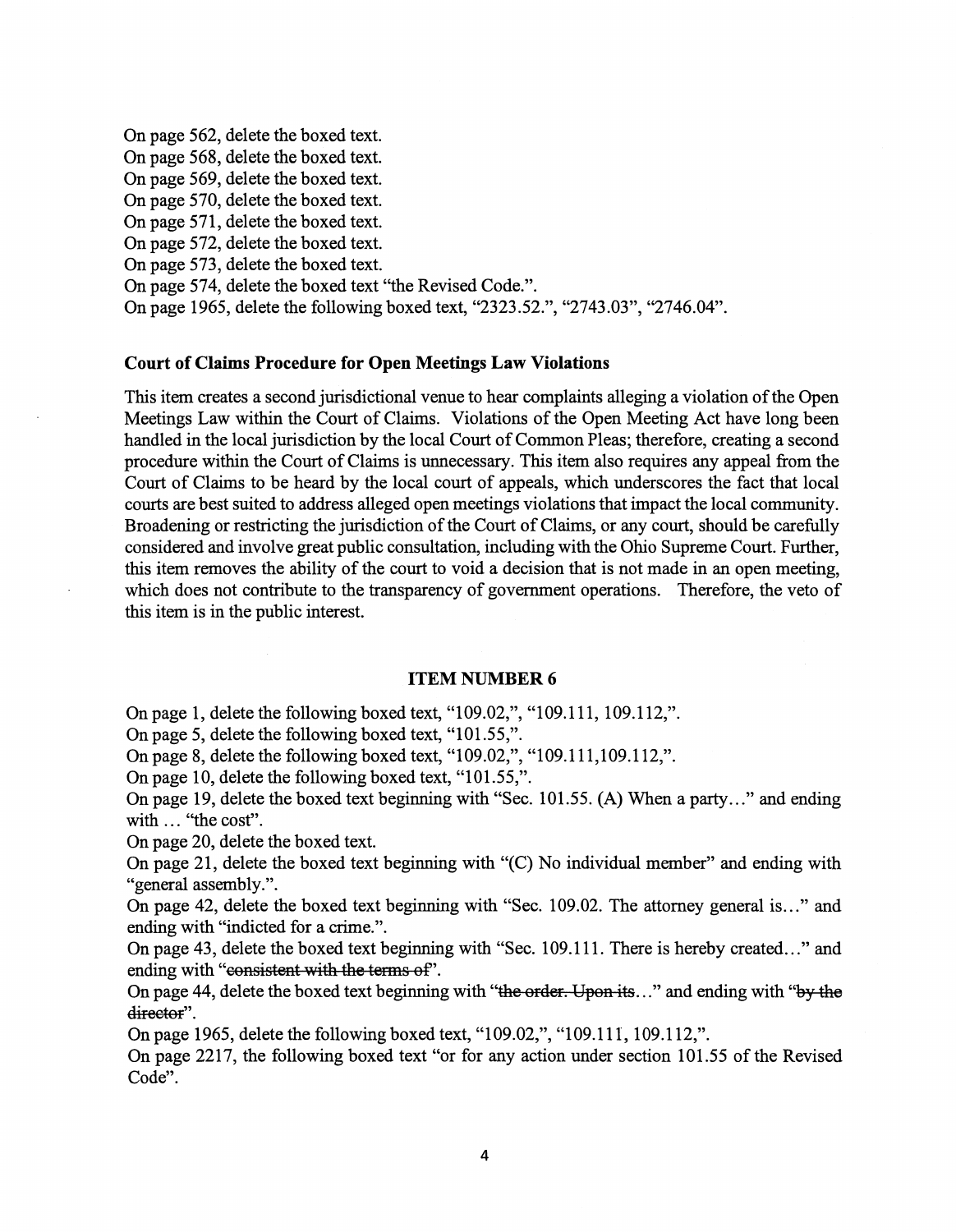On page 562, delete the boxed text.
On page 568, delete the boxed text.
On page 569, delete the boxed text.
On page 570, delete the boxed text.
On page 571, delete the boxed text.
On page 572, delete the boxed text.
On page 573, delete the boxed text.
On page 574, delete the boxed text "the Revised Code.".
On page 1965, delete the following boxed text, "2323.52.", "2743.03", "2746.04".

**Court of Claims Procedure for Open Meetings Law Violations**

This item creates a second jurisdictional venue to hear complaints alleging a violation of the Open Meetings Law within the Court of Claims. Violations of the Open Meeting Act have long been handled in the local jurisdiction by the local Court of Common Pleas; therefore, creating a second procedure within the Court of Claims is unnecessary. This item also requires any appeal from the Court of Claims to be heard by the local court of appeals, which underscores the fact that local courts are best suited to address alleged open meetings violations that impact the local community. Broadening or restricting the jurisdiction of the Court of Claims, or any court, should be carefully considered and involve great public consultation, including with the Ohio Supreme Court. Further, this item removes the ability of the court to void a decision that is not made in an open meeting, which does not contribute to the transparency of government operations. Therefore, the veto of this item is in the public interest.

## ITEM NUMBER 6

On page 1, delete the following boxed text, "109.02,", "109.111, 109.112,".
On page 5, delete the following boxed text, "101.55,".
On page 8, delete the following boxed text, "109.02,", "109.111,109.112,".
On page 10, delete the following boxed text, "101.55,".
On page 19, delete the boxed text beginning with "Sec. 101.55. (A) When a party…" and ending with … "the cost".
On page 20, delete the boxed text.
On page 21, delete the boxed text beginning with "(C) No individual member" and ending with "general assembly.".
On page 42, delete the boxed text beginning with "Sec. 109.02. The attorney general is…" and ending with "indicted for a crime.".
On page 43, delete the boxed text beginning with "Sec. 109.111. There is hereby created…" and ending with "~~consistent with the terms of~~".
On page 44, delete the boxed text beginning with "~~the order. Upon its~~…" and ending with "~~by the director~~".
On page 1965, delete the following boxed text, "109.02,", "109.111, 109.112,".
On page 2217, the following boxed text "or for any action under section 101.55 of the Revised Code".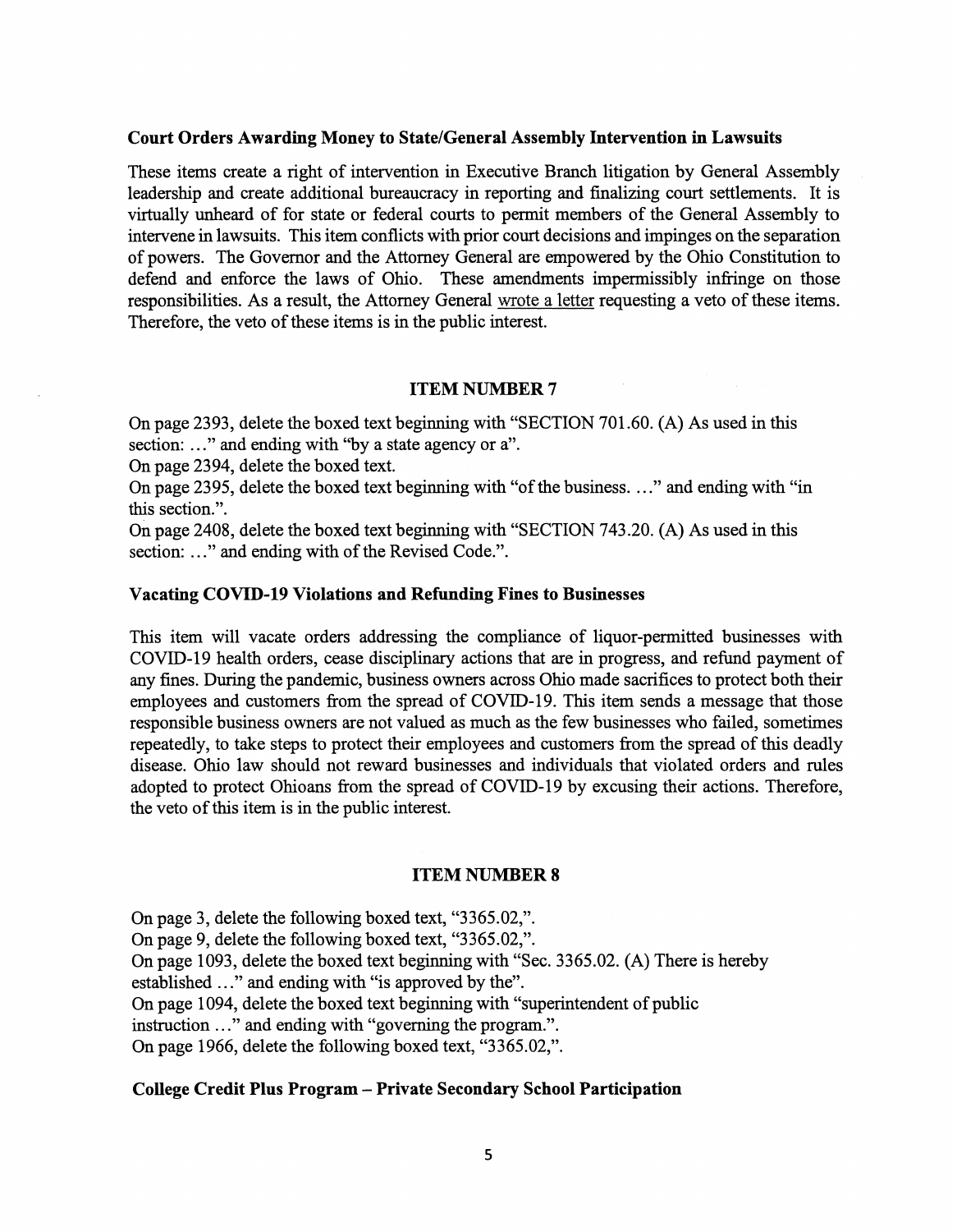**Court Orders Awarding Money to State/General Assembly Intervention in Lawsuits**

These items create a right of intervention in Executive Branch litigation by General Assembly leadership and create additional bureaucracy in reporting and finalizing court settlements. It is virtually unheard of for state or federal courts to permit members of the General Assembly to intervene in lawsuits. This item conflicts with prior court decisions and impinges on the separation of powers. The Governor and the Attorney General are empowered by the Ohio Constitution to defend and enforce the laws of Ohio. These amendments impermissibly infringe on those responsibilities. As a result, the Attorney General wrote a letter requesting a veto of these items. Therefore, the veto of these items is in the public interest.

## ITEM NUMBER 7

On page 2393, delete the boxed text beginning with "SECTION 701.60. (A) As used in this section: …" and ending with "by a state agency or a".
On page 2394, delete the boxed text.
On page 2395, delete the boxed text beginning with "of the business. …" and ending with "in this section.".
On page 2408, delete the boxed text beginning with "SECTION 743.20. (A) As used in this section: …" and ending with of the Revised Code.".

**Vacating COVID-19 Violations and Refunding Fines to Businesses**

This item will vacate orders addressing the compliance of liquor-permitted businesses with COVID-19 health orders, cease disciplinary actions that are in progress, and refund payment of any fines. During the pandemic, business owners across Ohio made sacrifices to protect both their employees and customers from the spread of COVID-19. This item sends a message that those responsible business owners are not valued as much as the few businesses who failed, sometimes repeatedly, to take steps to protect their employees and customers from the spread of this deadly disease. Ohio law should not reward businesses and individuals that violated orders and rules adopted to protect Ohioans from the spread of COVID-19 by excusing their actions. Therefore, the veto of this item is in the public interest.

## ITEM NUMBER 8

On page 3, delete the following boxed text, "3365.02,".
On page 9, delete the following boxed text, "3365.02,".
On page 1093, delete the boxed text beginning with "Sec. 3365.02. (A) There is hereby established …" and ending with "is approved by the".
On page 1094, delete the boxed text beginning with "superintendent of public instruction …" and ending with "governing the program.".
On page 1966, delete the following boxed text, "3365.02,".

**College Credit Plus Program – Private Secondary School Participation**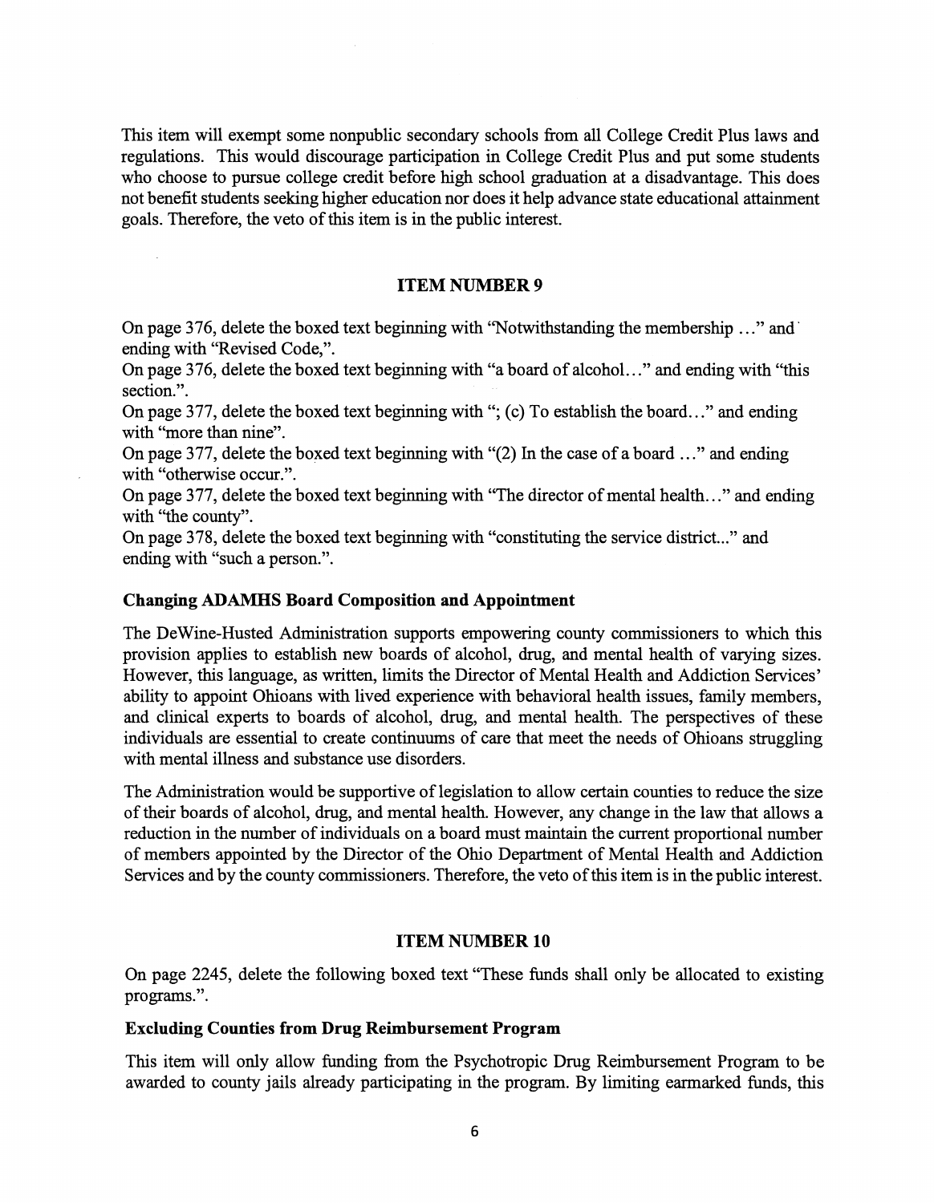This item will exempt some nonpublic secondary schools from all College Credit Plus laws and regulations. This would discourage participation in College Credit Plus and put some students who choose to pursue college credit before high school graduation at a disadvantage. This does not benefit students seeking higher education nor does it help advance state educational attainment goals. Therefore, the veto of this item is in the public interest.

## ITEM NUMBER 9

On page 376, delete the boxed text beginning with "Notwithstanding the membership …" and ending with "Revised Code,".

On page 376, delete the boxed text beginning with "a board of alcohol…" and ending with "this section.".

On page 377, delete the boxed text beginning with "; (c) To establish the board…" and ending with "more than nine".

On page 377, delete the boxed text beginning with "(2) In the case of a board …" and ending with "otherwise occur.".

On page 377, delete the boxed text beginning with "The director of mental health…" and ending with "the county".

On page 378, delete the boxed text beginning with "constituting the service district..." and ending with "such a person.".

### Changing ADAMHS Board Composition and Appointment

The DeWine-Husted Administration supports empowering county commissioners to which this provision applies to establish new boards of alcohol, drug, and mental health of varying sizes. However, this language, as written, limits the Director of Mental Health and Addiction Services' ability to appoint Ohioans with lived experience with behavioral health issues, family members, and clinical experts to boards of alcohol, drug, and mental health. The perspectives of these individuals are essential to create continuums of care that meet the needs of Ohioans struggling with mental illness and substance use disorders.

The Administration would be supportive of legislation to allow certain counties to reduce the size of their boards of alcohol, drug, and mental health. However, any change in the law that allows a reduction in the number of individuals on a board must maintain the current proportional number of members appointed by the Director of the Ohio Department of Mental Health and Addiction Services and by the county commissioners. Therefore, the veto of this item is in the public interest.

## ITEM NUMBER 10

On page 2245, delete the following boxed text "These funds shall only be allocated to existing programs.".

### Excluding Counties from Drug Reimbursement Program

This item will only allow funding from the Psychotropic Drug Reimbursement Program to be awarded to county jails already participating in the program. By limiting earmarked funds, this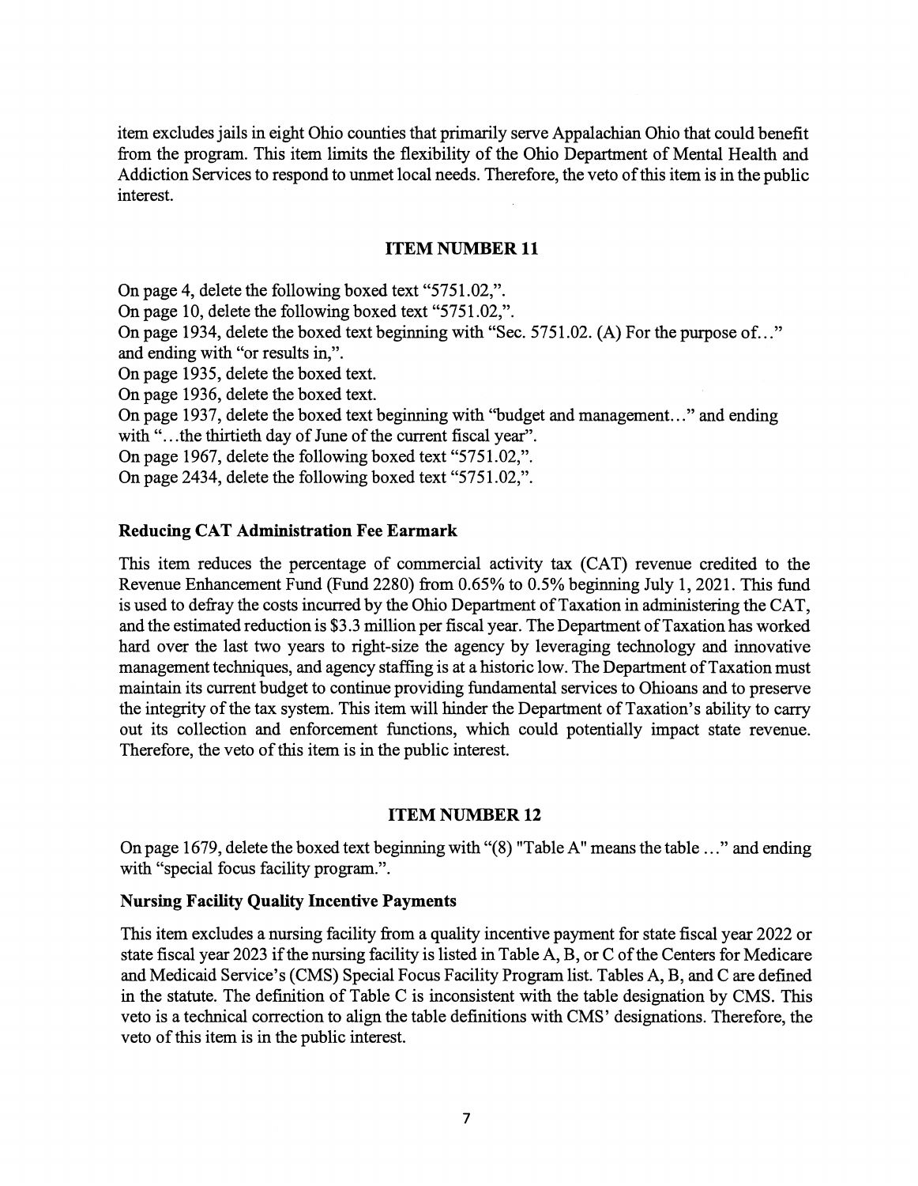item excludes jails in eight Ohio counties that primarily serve Appalachian Ohio that could benefit from the program. This item limits the flexibility of the Ohio Department of Mental Health and Addiction Services to respond to unmet local needs. Therefore, the veto of this item is in the public interest.

### ITEM NUMBER 11

On page 4, delete the following boxed text "5751.02,".
On page 10, delete the following boxed text "5751.02,".
On page 1934, delete the boxed text beginning with "Sec. 5751.02. (A) For the purpose of…" and ending with "or results in,".
On page 1935, delete the boxed text.
On page 1936, delete the boxed text.
On page 1937, delete the boxed text beginning with "budget and management…" and ending with "…the thirtieth day of June of the current fiscal year".
On page 1967, delete the following boxed text "5751.02,".
On page 2434, delete the following boxed text "5751.02,".

**Reducing CAT Administration Fee Earmark**

This item reduces the percentage of commercial activity tax (CAT) revenue credited to the Revenue Enhancement Fund (Fund 2280) from 0.65% to 0.5% beginning July 1, 2021. This fund is used to defray the costs incurred by the Ohio Department of Taxation in administering the CAT, and the estimated reduction is $3.3 million per fiscal year. The Department of Taxation has worked hard over the last two years to right-size the agency by leveraging technology and innovative management techniques, and agency staffing is at a historic low. The Department of Taxation must maintain its current budget to continue providing fundamental services to Ohioans and to preserve the integrity of the tax system. This item will hinder the Department of Taxation's ability to carry out its collection and enforcement functions, which could potentially impact state revenue. Therefore, the veto of this item is in the public interest.

### ITEM NUMBER 12

On page 1679, delete the boxed text beginning with "(8) "Table A" means the table …" and ending with "special focus facility program.".

**Nursing Facility Quality Incentive Payments**

This item excludes a nursing facility from a quality incentive payment for state fiscal year 2022 or state fiscal year 2023 if the nursing facility is listed in Table A, B, or C of the Centers for Medicare and Medicaid Service's (CMS) Special Focus Facility Program list. Tables A, B, and C are defined in the statute. The definition of Table C is inconsistent with the table designation by CMS. This veto is a technical correction to align the table definitions with CMS' designations. Therefore, the veto of this item is in the public interest.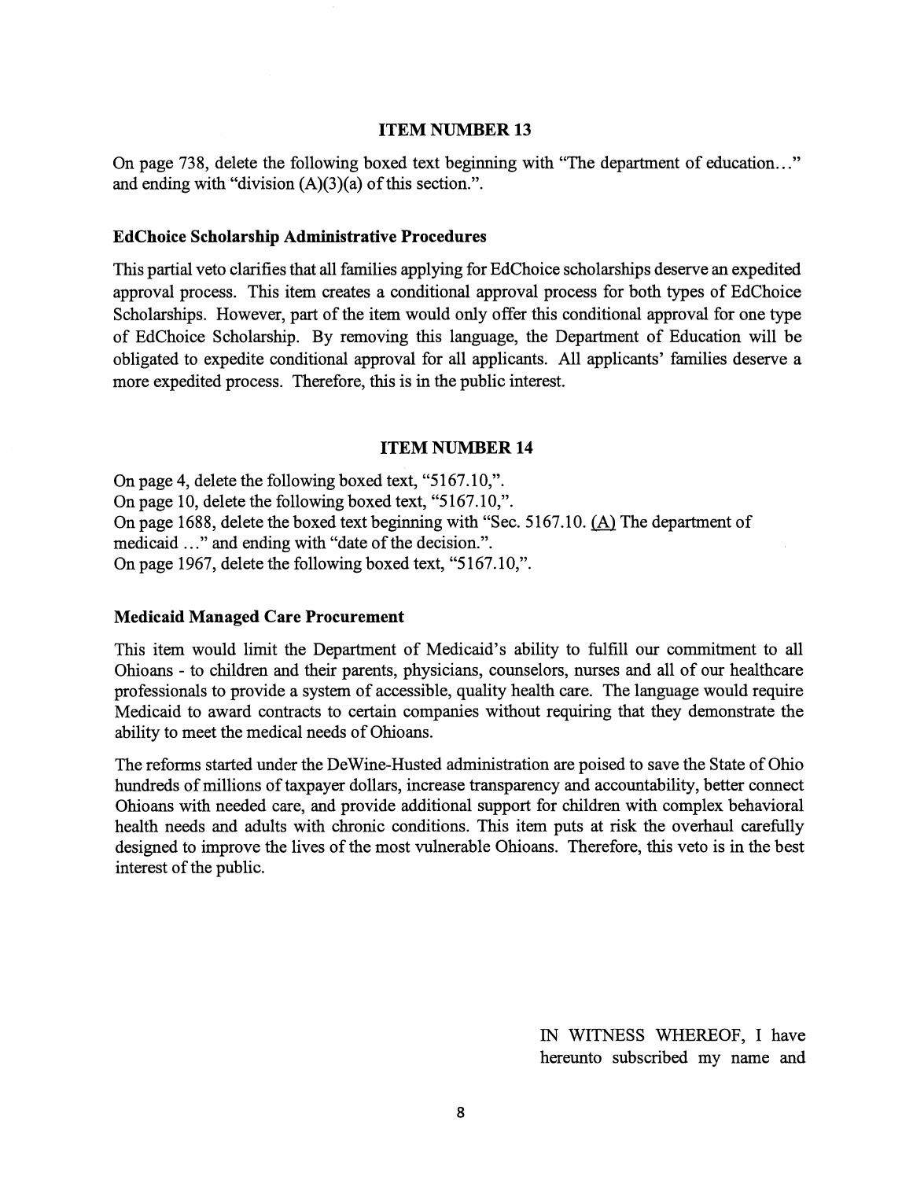### ITEM NUMBER 13

On page 738, delete the following boxed text beginning with "The department of education..." and ending with "division (A)(3)(a) of this section.".

**EdChoice Scholarship Administrative Procedures**

This partial veto clarifies that all families applying for EdChoice scholarships deserve an expedited approval process. This item creates a conditional approval process for both types of EdChoice Scholarships. However, part of the item would only offer this conditional approval for one type of EdChoice Scholarship. By removing this language, the Department of Education will be obligated to expedite conditional approval for all applicants. All applicants' families deserve a more expedited process. Therefore, this is in the public interest.

### ITEM NUMBER 14

On page 4, delete the following boxed text, "5167.10,".
On page 10, delete the following boxed text, "5167.10,".
On page 1688, delete the boxed text beginning with "Sec. 5167.10. (A) The department of medicaid ..." and ending with "date of the decision.".
On page 1967, delete the following boxed text, "5167.10,".

**Medicaid Managed Care Procurement**

This item would limit the Department of Medicaid's ability to fulfill our commitment to all Ohioans - to children and their parents, physicians, counselors, nurses and all of our healthcare professionals to provide a system of accessible, quality health care. The language would require Medicaid to award contracts to certain companies without requiring that they demonstrate the ability to meet the medical needs of Ohioans.

The reforms started under the DeWine-Husted administration are poised to save the State of Ohio hundreds of millions of taxpayer dollars, increase transparency and accountability, better connect Ohioans with needed care, and provide additional support for children with complex behavioral health needs and adults with chronic conditions. This item puts at risk the overhaul carefully designed to improve the lives of the most vulnerable Ohioans. Therefore, this veto is in the best interest of the public.

IN WITNESS WHEREOF, I have hereunto subscribed my name and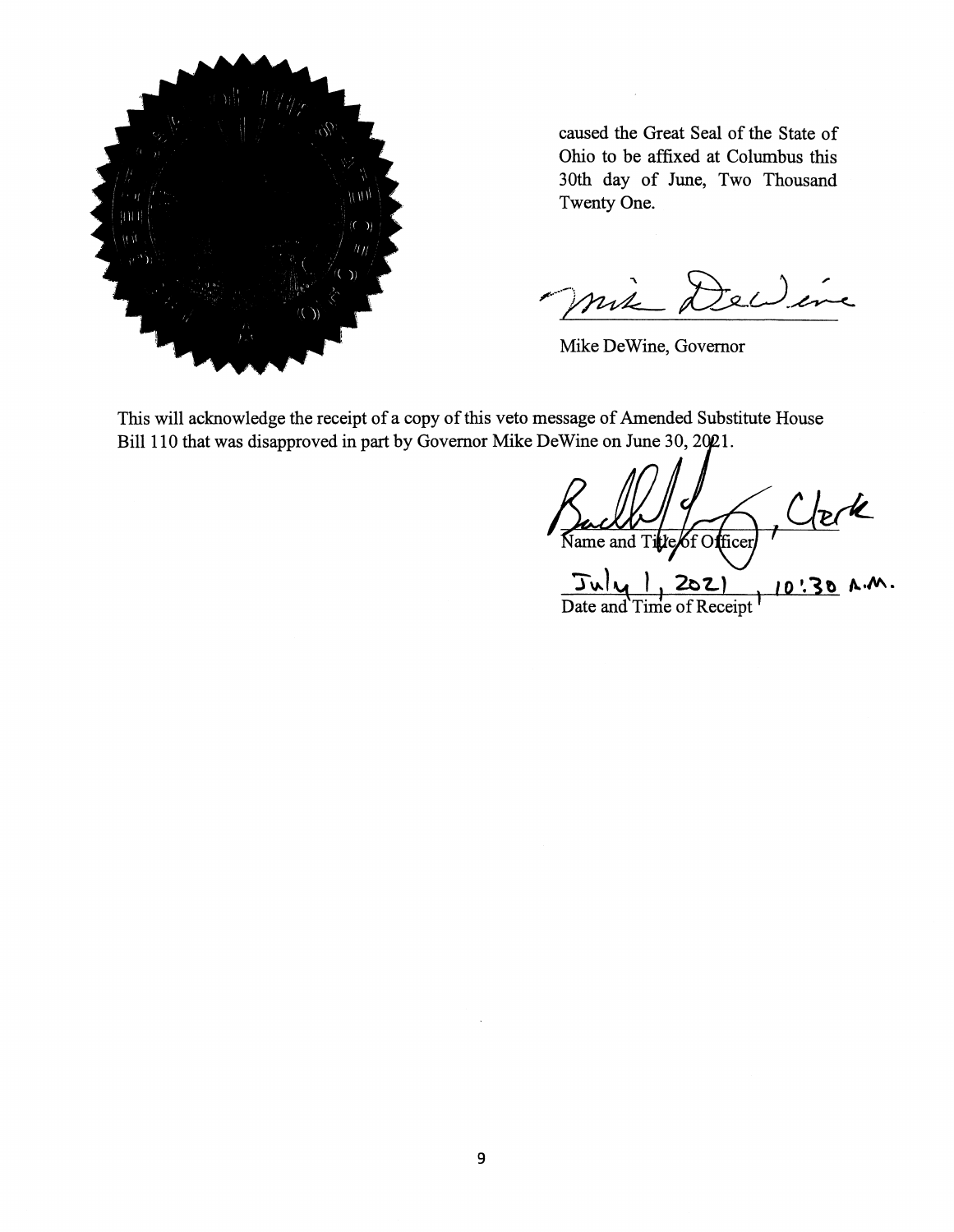caused the Great Seal of the State of Ohio to be affixed at Columbus this 30th day of June, Two Thousand Twenty One.

Mike DeWine

Mike DeWine, Governor

This will acknowledge the receipt of a copy of this veto message of Amended Substitute House Bill 110 that was disapproved in part by Governor Mike DeWine on June 30, 2021.

Clerk

Name and Title of Officer

July 1, 2021, 10:30 A.M.

Date and Time of Receipt